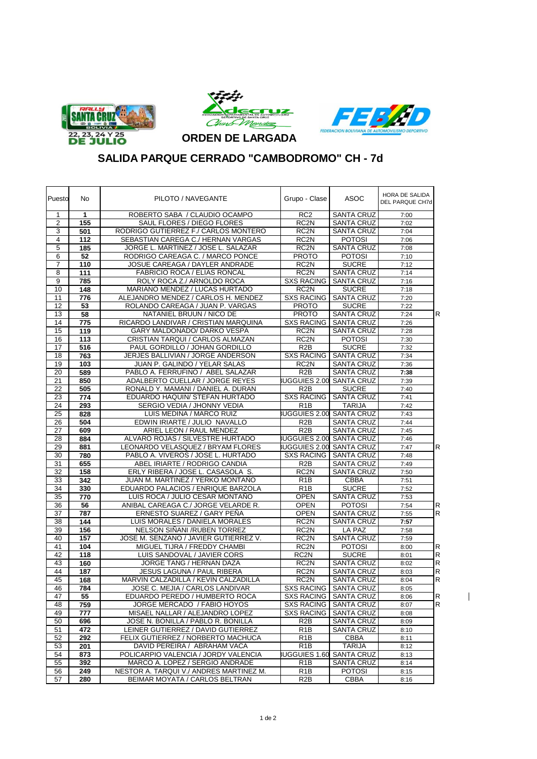## ORDEN DE LARGADA

# SALIDA PARQUE CERRADO "CAMBODROMO" CH - 7d

| Puesto | No | PILOTO / NAVEGANTE | Grupo - Clase | ASOC | HORA DE SALIDA DEL PARQUE CH7d | |
|---|---|---|---|---|---|---|
| 1 | **1** | ROBERTO SABA / CLAUDIO OCAMPO | RC2 | SANTA CRUZ | 7:00 | |
| 2 | **155** | SAUL FLORES / DIEGO FLORES | RC2N | SANTA CRUZ | 7:02 | |
| 3 | **501** | RODRIGO GUTIERREZ F./ CARLOS MONTERO | RC2N | SANTA CRUZ | 7:04 | |
| 4 | **112** | SEBASTIAN CAREGA C./ HERNAN VARGAS | RC2N | POTOSI | 7:06 | |
| 5 | **185** | JORGE L. MARTINEZ / JOSE L. SALAZAR | RC2N | SANTA CRUZ | 7:08 | |
| 6 | **52** | RODRIGO CAREAGA C. / MARCO PONCE | PROTO | POTOSI | 7:10 | |
| 7 | **110** | JOSUE CAREAGA / DAYLER ANDRADE | RC2N | SUCRE | 7:12 | |
| 8 | **111** | FABRICIO ROCA / ELIAS RONCAL | RC2N | SANTA CRUZ | 7:14 | |
| 9 | **785** | ROLY ROCA Z./ ARNOLDO ROCA | SXS RACING | SANTA CRUZ | 7:16 | |
| 10 | **148** | MARIANO MENDEZ / LUCAS HURTADO | RC2N | SUCRE | 7:18 | |
| 11 | **776** | ALEJANDRO MENDEZ / CARLOS H. MENDEZ | SXS RACING | SANTA CRUZ | 7:20 | |
| 12 | **53** | ROLANDO CAREAGA / JUAN P. VARGAS | PROTO | SUCRE | 7:22 | |
| 13 | **58** | NATANIEL BRUUN / NICO DE | PROTO | SANTA CRUZ | 7:24 | R |
| 14 | **775** | RICARDO LANDIVAR / CRISTIAN MARQUINA | SXS RACING | SANTA CRUZ | 7:26 | |
| 15 | **119** | GARY MALDONADO/ DARKO VESPA | RC2N | SANTA CRUZ | 7:28 | |
| 16 | **113** | CRISTIAN TARQUI / CARLOS ALMAZAN | RC2N | POTOSI | 7:30 | |
| 17 | **516** | PAUL GORDILLO / JOHAN GORDILLO | R2B | SUCRE | 7:32 | |
| 18 | **763** | JERJES BALLIVIAN / JORGE ANDERSON | SXS RACING | SANTA CRUZ | 7:34 | |
| 19 | **103** | JUAN P. GALINDO / YELAR SALAS | RC2N | SANTA CRUZ | 7:36 | |
| 20 | **589** | PABLO A. FERRUFINO / ABEL SALAZAR | R2B | SANTA CRUZ | **7:38** | |
| 21 | **850** | ADALBERTO CUELLAR / JORGE REYES | BUGGUIES 2.00 | SANTA CRUZ | 7:39 | |
| 22 | **505** | RONALD Y. MAMANI / DANIEL A. DURAN | R2B | SUCRE | 7:40 | |
| 23 | **774** | EDUARDO HAQUIN/ STEFAN HURTADO | SXS RACING | SANTA CRUZ | 7:41 | |
| 24 | **293** | SERGIO VEDIA / JHONNY VEDIA | R1B | TARIJA | 7:42 | |
| 25 | **828** | LUIS MEDINA / MARCO RUIZ | BUGGUIES 2.00 | SANTA CRUZ | 7:43 | |
| 26 | **504** | EDWIN IRIARTE / JULIO NAVALLO | R2B | SANTA CRUZ | 7:44 | |
| 27 | **609** | ARIEL LEON / RAUL MENDEZ | R2B | SANTA CRUZ | 7:45 | |
| 28 | **884** | ALVARO ROJAS / SILVESTRE HURTADO | BUGGUIES 2.00 | SANTA CRUZ | 7:46 | |
| 29 | **881** | LEONARDO VELASQUEZ / BRYAM FLORES | BUGGUIES 2.00 | SANTA CRUZ | 7:47 | R |
| 30 | **780** | PABLO A. VIVEROS / JOSE L. HURTADO | SXS RACING | SANTA CRUZ | 7:48 | |
| 31 | **655** | ABEL IRIARTE / RODRIGO CANDIA | R2B | SANTA CRUZ | 7:49 | |
| 32 | **158** | ERLY RIBERA / JOSE L. CASASOLA S. | RC2N | SANTA CRUZ | 7:50 | |
| 33 | **342** | JUAN M. MARTINEZ / YERKO MONTAÑO | R1B | CBBA | 7:51 | |
| 34 | **330** | EDUARDO PALACIOS / ENRIQUE BARZOLA | R1B | SUCRE | 7:52 | |
| 35 | **770** | LUIS ROCA / JULIO CESAR MONTAÑO | OPEN | SANTA CRUZ | 7:53 | |
| 36 | **56** | ANIBAL CAREAGA C./ JORGE VELARDE R. | OPEN | POTOSI | 7:54 | R |
| 37 | **787** | ERNESTO SUAREZ / GARY PEÑA | OPEN | SANTA CRUZ | 7:55 | R |
| 38 | **144** | LUIS MORALES / DANIELA MORALES | RC2N | SANTA CRUZ | **7:57** | |
| 39 | **156** | NELSON SIÑANI /RUBEN TORREZ | RC2N | LA PAZ | 7:58 | |
| 40 | **157** | JOSE M. SENZANO / JAVIER GUTIERREZ V. | RC2N | SANTA CRUZ | 7:59 | |
| 41 | **104** | MIGUEL TIJRA / FREDDY CHAMBI | RC2N | POTOSI | 8:00 | R |
| 42 | **118** | LUIS SANDOVAL / JAVIER CORS | RC2N | SUCRE | 8:01 | R |
| 43 | **160** | JORGE TANG / HERNAN DAZA | RC2N | SANTA CRUZ | 8:02 | R |
| 44 | **187** | JESUS LAGUNA / PAUL RIBERA | RC2N | SANTA CRUZ | 8:03 | R |
| 45 | **168** | MARVIN CALZADILLA / KEVIN CALZADILLA | RC2N | SANTA CRUZ | 8:04 | R |
| 46 | **784** | JOSE C. MEJIA / CARLOS LANDIVAR | SXS RACING | SANTA CRUZ | 8:05 | |
| 47 | **55** | EDUARDO PEREDO / HUMBERTO ROCA | SXS RACING | SANTA CRUZ | 8:06 | R |
| 48 | **759** | JORGE MERCADO / FABIO HOYOS | SXS RACING | SANTA CRUZ | 8:07 | R |
| 49 | **777** | MISAEL NALLAR / ALEJANDRO LOPEZ | SXS RACING | SANTA CRUZ | 8:08 | |
| 50 | **696** | JOSE N. BONILLA / PABLO R. BONILLA | R2B | SANTA CRUZ | 8:09 | |
| 51 | **472** | LEINER GUTIERREZ / DAVID GUTIERREZ | R1B | SANTA CRUZ | 8:10 | |
| 52 | **292** | FELIX GUTIERREZ / NORBERTO MACHUCA | R1B | CBBA | 8:11 | |
| 53 | **201** | DAVID PEREIRA / ABRAHAM VACA | R1B | TARIJA | 8:12 | |
| 54 | **873** | POLICARPIO VALENCIA / JORDY VALENCIA | BUGGUIES 1.60 | SANTA CRUZ | 8:13 | |
| 55 | **392** | MARCO A. LOPEZ / SERGIO ANDRADE | R1B | SANTA CRUZ | 8:14 | |
| 56 | **249** | NESTOR A. TARQUI V./ ANDRES MARTINEZ M. | R1B | POTOSI | 8:15 | |
| 57 | **280** | BEIMAR MOYATA / CARLOS BELTRAN | R2B | CBBA | 8:16 | |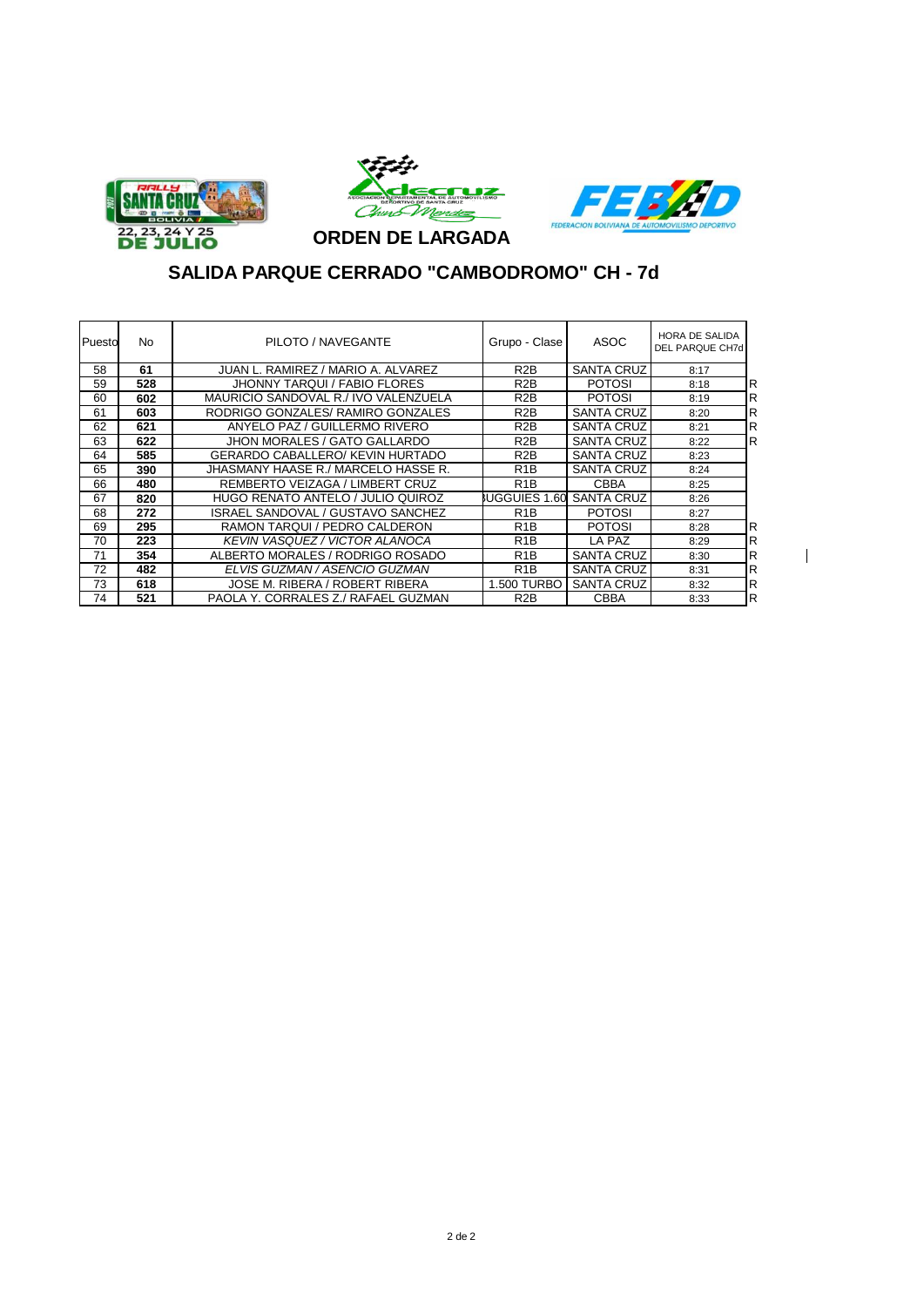## ORDEN DE LARGADA

## SALIDA PARQUE CERRADO "CAMBODROMO" CH - 7d

| Puesto | No | PILOTO / NAVEGANTE | Grupo - Clase | ASOC | HORA DE SALIDA DEL PARQUE CH7d | |
|---|---|---|---|---|---|---|
| 58 | **61** | JUAN L. RAMIREZ / MARIO A. ALVAREZ | R2B | SANTA CRUZ | 8:17 | |
| 59 | **528** | JHONNY TARQUI / FABIO FLORES | R2B | POTOSI | 8:18 | R |
| 60 | **602** | MAURICIO SANDOVAL R./ IVO VALENZUELA | R2B | POTOSI | 8:19 | R |
| 61 | **603** | RODRIGO GONZALES/ RAMIRO GONZALES | R2B | SANTA CRUZ | 8:20 | R |
| 62 | **621** | ANYELO PAZ / GUILLERMO RIVERO | R2B | SANTA CRUZ | 8:21 | R |
| 63 | **622** | JHON MORALES / GATO GALLARDO | R2B | SANTA CRUZ | 8:22 | R |
| 64 | **585** | GERARDO CABALLERO/ KEVIN HURTADO | R2B | SANTA CRUZ | 8:23 | |
| 65 | **390** | JHASMANY HAASE R./ MARCELO HASSE R. | R1B | SANTA CRUZ | 8:24 | |
| 66 | **480** | REMBERTO VEIZAGA / LIMBERT CRUZ | R1B | CBBA | 8:25 | |
| 67 | **820** | HUGO RENATO ANTELO / JULIO QUIROZ | BUGGUIES 1.60 | SANTA CRUZ | 8:26 | |
| 68 | **272** | ISRAEL SANDOVAL / GUSTAVO SANCHEZ | R1B | POTOSI | 8:27 | |
| 69 | **295** | RAMON TARQUI / PEDRO CALDERON | R1B | POTOSI | 8:28 | R |
| 70 | **223** | *KEVIN VASQUEZ / VICTOR ALANOCA* | R1B | LA PAZ | 8:29 | R |
| 71 | **354** | ALBERTO MORALES / RODRIGO ROSADO | R1B | SANTA CRUZ | 8:30 | R |
| 72 | **482** | *ELVIS GUZMAN / ASENCIO GUZMAN* | R1B | SANTA CRUZ | 8:31 | R |
| 73 | **618** | JOSE M. RIBERA / ROBERT RIBERA | 1.500 TURBO | SANTA CRUZ | 8:32 | R |
| 74 | **521** | PAOLA Y. CORRALES Z./ RAFAEL GUZMAN | R2B | CBBA | 8:33 | R |